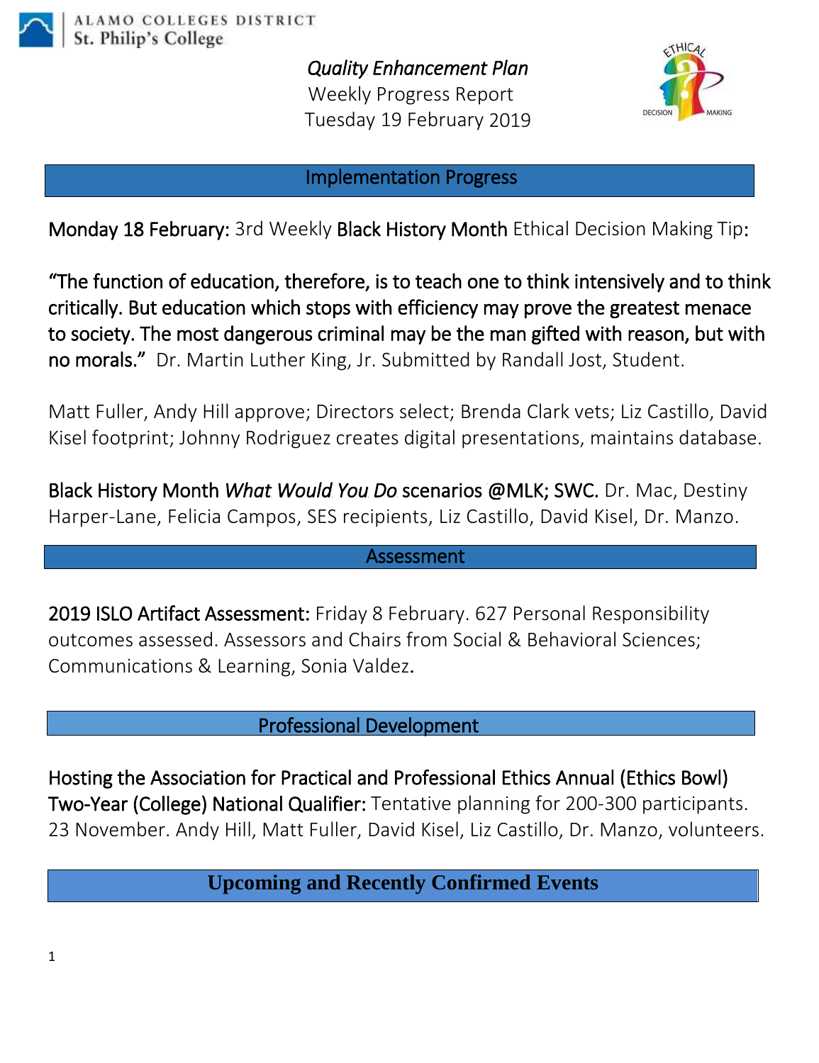ALAMO COLLEGES DISTRICT
St. Philip's College

*Quality Enhancement Plan*
Weekly Progress Report
Tuesday 19 February 2019

## Implementation Progress

**Monday 18 February:** 3rd Weekly **Black History Month** Ethical Decision Making Tip:

**"The function of education, therefore, is to teach one to think intensively and to think critically. But education which stops with efficiency may prove the greatest menace to society. The most dangerous criminal may be the man gifted with reason, but with no morals."** Dr. Martin Luther King, Jr. Submitted by Randall Jost, Student.

Matt Fuller, Andy Hill approve; Directors select; Brenda Clark vets; Liz Castillo, David Kisel footprint; Johnny Rodriguez creates digital presentations, maintains database.

**Black History Month *What Would You Do* scenarios @MLK; SWC.** Dr. Mac, Destiny Harper-Lane, Felicia Campos, SES recipients, Liz Castillo, David Kisel, Dr. Manzo.

## Assessment

**2019 ISLO Artifact Assessment:** Friday 8 February. 627 Personal Responsibility outcomes assessed. Assessors and Chairs from Social & Behavioral Sciences; Communications & Learning, Sonia Valdez.

## Professional Development

**Hosting the Association for Practical and Professional Ethics Annual (Ethics Bowl) Two-Year (College) National Qualifier:** Tentative planning for 200-300 participants. 23 November. Andy Hill, Matt Fuller, David Kisel, Liz Castillo, Dr. Manzo, volunteers.

## Upcoming and Recently Confirmed Events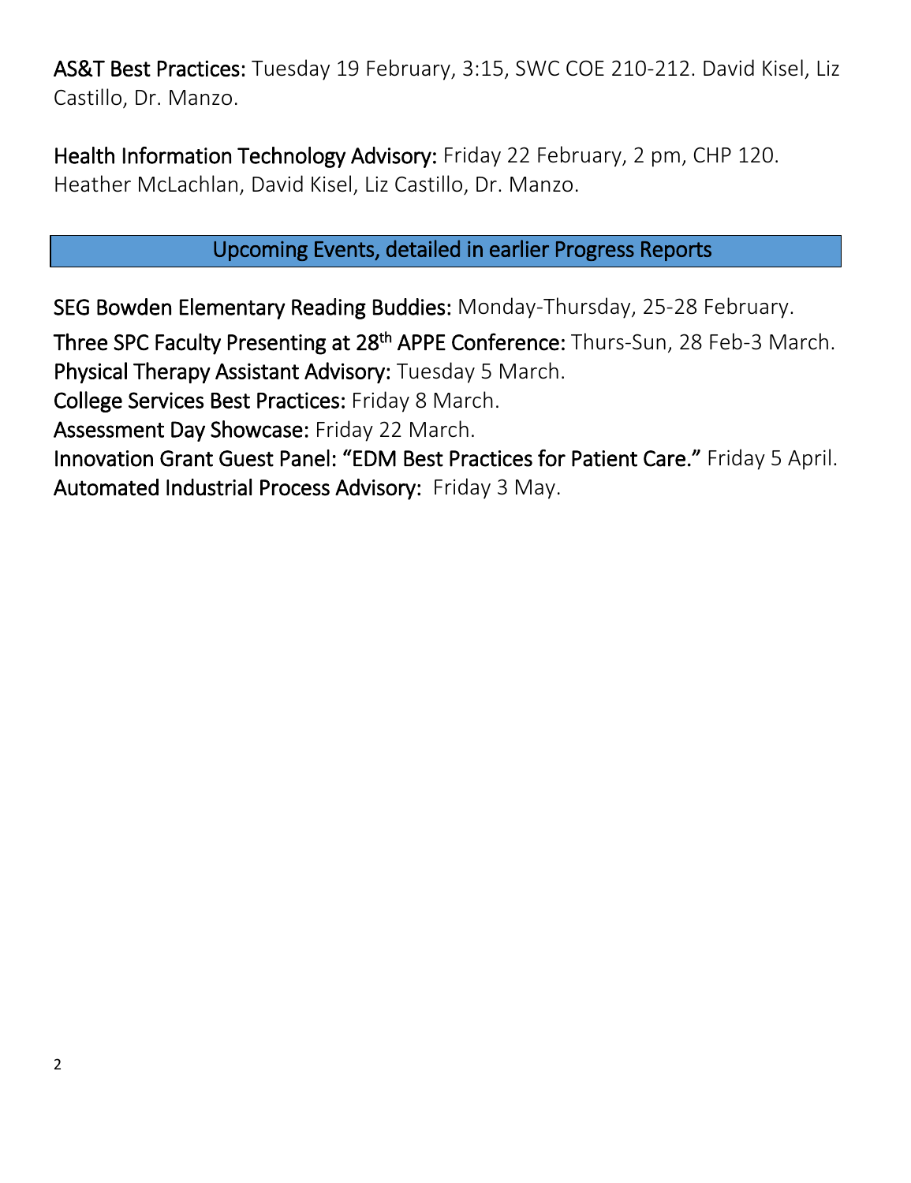**AS&T Best Practices:** Tuesday 19 February, 3:15, SWC COE 210-212. David Kisel, Liz Castillo, Dr. Manzo.

**Health Information Technology Advisory:** Friday 22 February, 2 pm, CHP 120. Heather McLachlan, David Kisel, Liz Castillo, Dr. Manzo.

## Upcoming Events, detailed in earlier Progress Reports

**SEG Bowden Elementary Reading Buddies:** Monday-Thursday, 25-28 February.

**Three SPC Faculty Presenting at 28th APPE Conference:** Thurs-Sun, 28 Feb-3 March.
**Physical Therapy Assistant Advisory:** Tuesday 5 March.
**College Services Best Practices:** Friday 8 March.
**Assessment Day Showcase:** Friday 22 March.
**Innovation Grant Guest Panel: "EDM Best Practices for Patient Care."** Friday 5 April.
**Automated Industrial Process Advisory:** Friday 3 May.